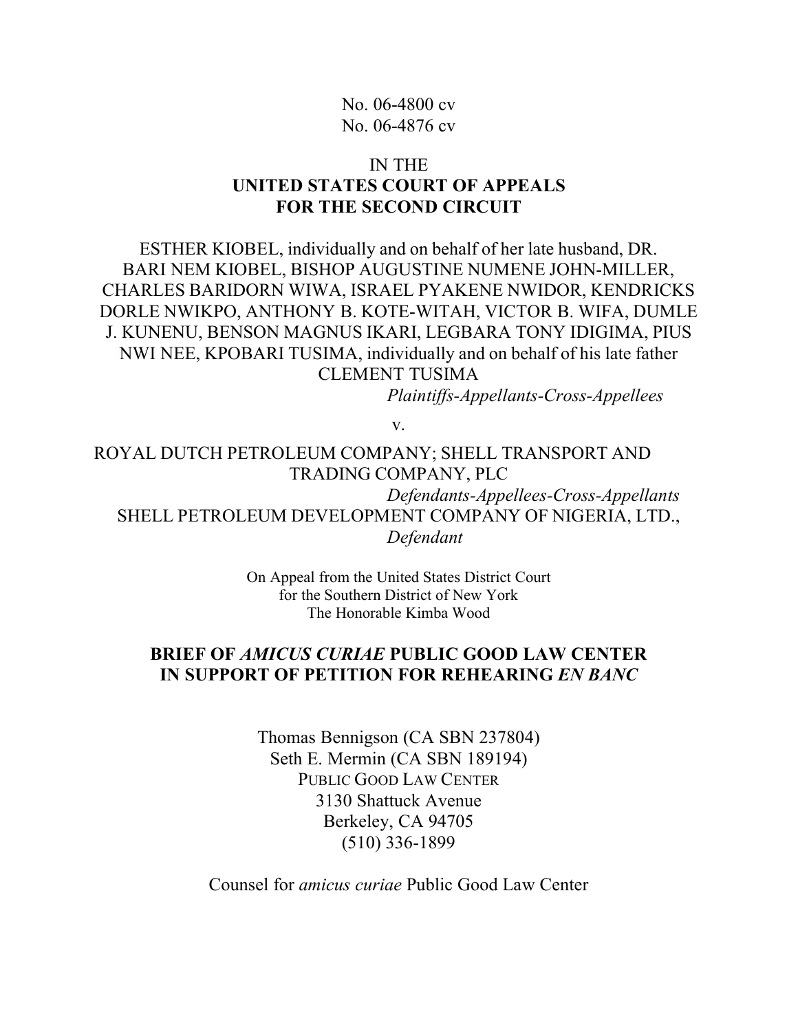No. 06-4800 cv
No. 06-4876 cv

IN THE
**UNITED STATES COURT OF APPEALS**
**FOR THE SECOND CIRCUIT**

ESTHER KIOBEL, individually and on behalf of her late husband, DR. BARI NEM KIOBEL, BISHOP AUGUSTINE NUMENE JOHN-MILLER, CHARLES BARIDORN WIWA, ISRAEL PYAKENE NWIDOR, KENDRICKS DORLE NWIKPO, ANTHONY B. KOTE-WITAH, VICTOR B. WIFA, DUMLE J. KUNENU, BENSON MAGNUS IKARI, LEGBARA TONY IDIGIMA, PIUS NWI NEE, KPOBARI TUSIMA, individually and on behalf of his late father CLEMENT TUSIMA

*Plaintiffs-Appellants-Cross-Appellees*

v.

ROYAL DUTCH PETROLEUM COMPANY; SHELL TRANSPORT AND TRADING COMPANY, PLC

*Defendants-Appellees-Cross-Appellants*

SHELL PETROLEUM DEVELOPMENT COMPANY OF NIGERIA, LTD.,

*Defendant*

On Appeal from the United States District Court
for the Southern District of New York
The Honorable Kimba Wood

**BRIEF OF *AMICUS CURIAE* PUBLIC GOOD LAW CENTER IN SUPPORT OF PETITION FOR REHEARING *EN BANC***

Thomas Bennigson (CA SBN 237804)
Seth E. Mermin (CA SBN 189194)
PUBLIC GOOD LAW CENTER
3130 Shattuck Avenue
Berkeley, CA 94705
(510) 336-1899

Counsel for *amicus curiae* Public Good Law Center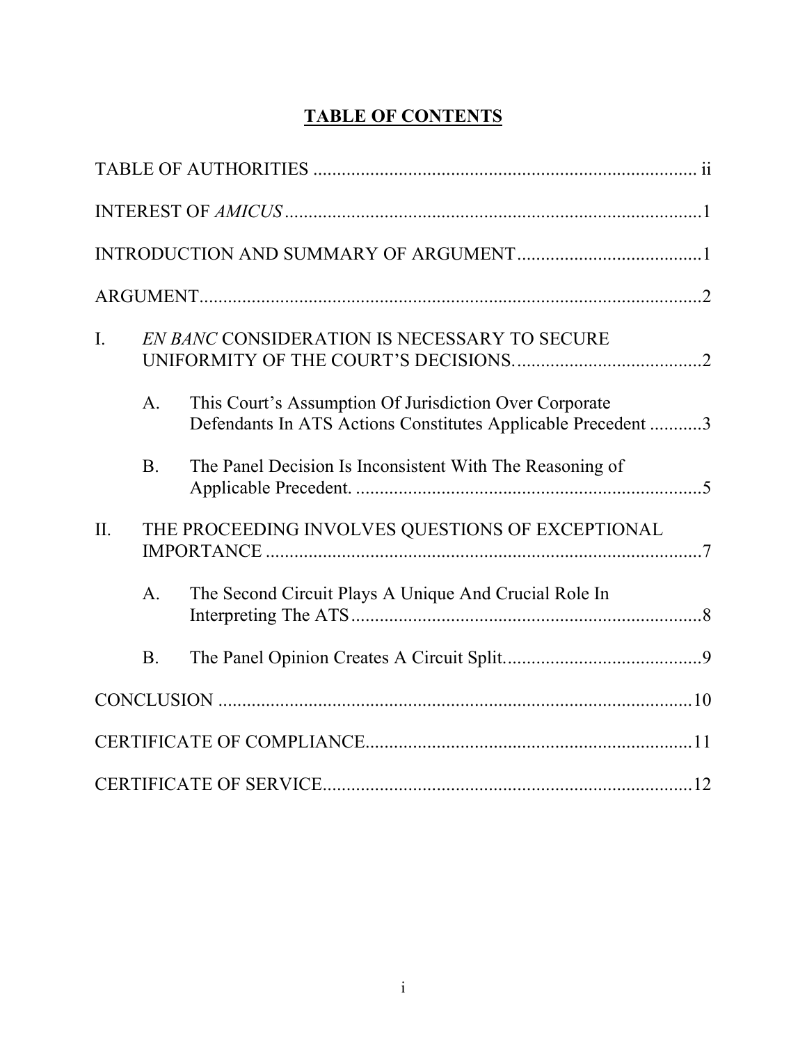# TABLE OF CONTENTS

TABLE OF AUTHORITIES ................................................................................. ii

INTEREST OF *AMICUS* ........................................................................................1

INTRODUCTION AND SUMMARY OF ARGUMENT .......................................1

ARGUMENT...........................................................................................................2

I. *EN BANC* CONSIDERATION IS NECESSARY TO SECURE UNIFORMITY OF THE COURT'S DECISIONS........................................2

   A. This Court's Assumption Of Jurisdiction Over Corporate Defendants In ATS Actions Constitutes Applicable Precedent ...........3

   B. The Panel Decision Is Inconsistent With The Reasoning of Applicable Precedent. .........................................................................5

II. THE PROCEEDING INVOLVES QUESTIONS OF EXCEPTIONAL IMPORTANCE .............................................................................................7

   A. The Second Circuit Plays A Unique And Crucial Role In Interpreting The ATS ..........................................................................8

   B. The Panel Opinion Creates A Circuit Split..........................................9

CONCLUSION ....................................................................................................10

CERTIFICATE OF COMPLIANCE.....................................................................11

CERTIFICATE OF SERVICE..............................................................................12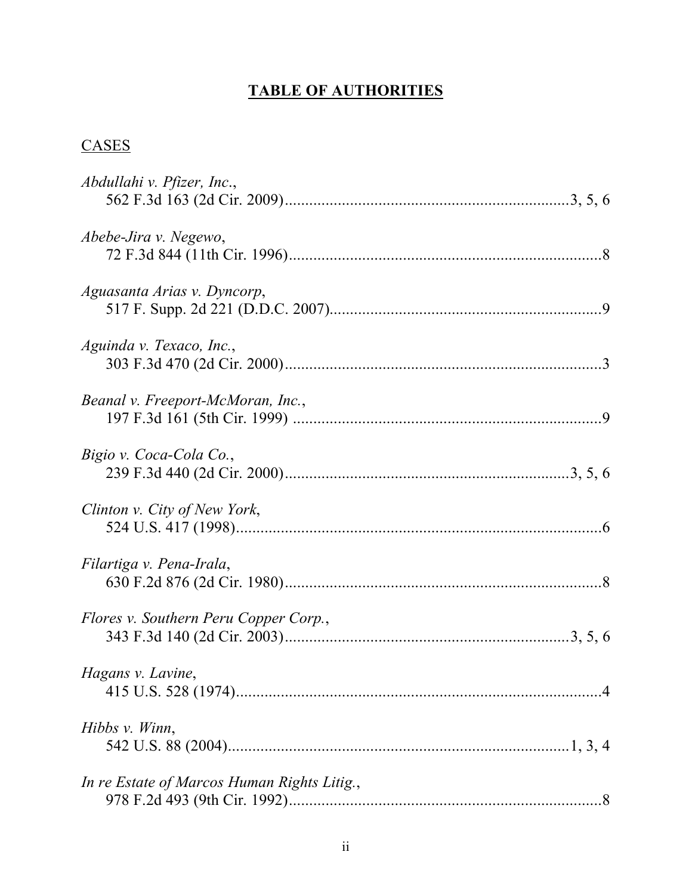# TABLE OF AUTHORITIES

CASES

*Abdullahi v. Pfizer, Inc.*,
562 F.3d 163 (2d Cir. 2009)....................................................................3, 5, 6

*Abebe-Jira v. Negewo*,
72 F.3d 844 (11th Cir. 1996)............................................................................8

*Aguasanta Arias v. Dyncorp*,
517 F. Supp. 2d 221 (D.D.C. 2007).................................................................9

*Aguinda v. Texaco, Inc.*,
303 F.3d 470 (2d Cir. 2000).............................................................................3

*Beanal v. Freeport-McMoran, Inc.*,
197 F.3d 161 (5th Cir. 1999) ...........................................................................9

*Bigio v. Coca-Cola Co.*,
239 F.3d 440 (2d Cir. 2000)....................................................................3, 5, 6

*Clinton v. City of New York*,
524 U.S. 417 (1998)..........................................................................................6

*Filartiga v. Pena-Irala*,
630 F.2d 876 (2d Cir. 1980).............................................................................8

*Flores v. Southern Peru Copper Corp.*,
343 F.3d 140 (2d Cir. 2003)....................................................................3, 5, 6

*Hagans v. Lavine*,
415 U.S. 528 (1974)..........................................................................................4

*Hibbs v. Winn*,
542 U.S. 88 (2004)...................................................................................1, 3, 4

*In re Estate of Marcos Human Rights Litig.*,
978 F.2d 493 (9th Cir. 1992).............................................................................8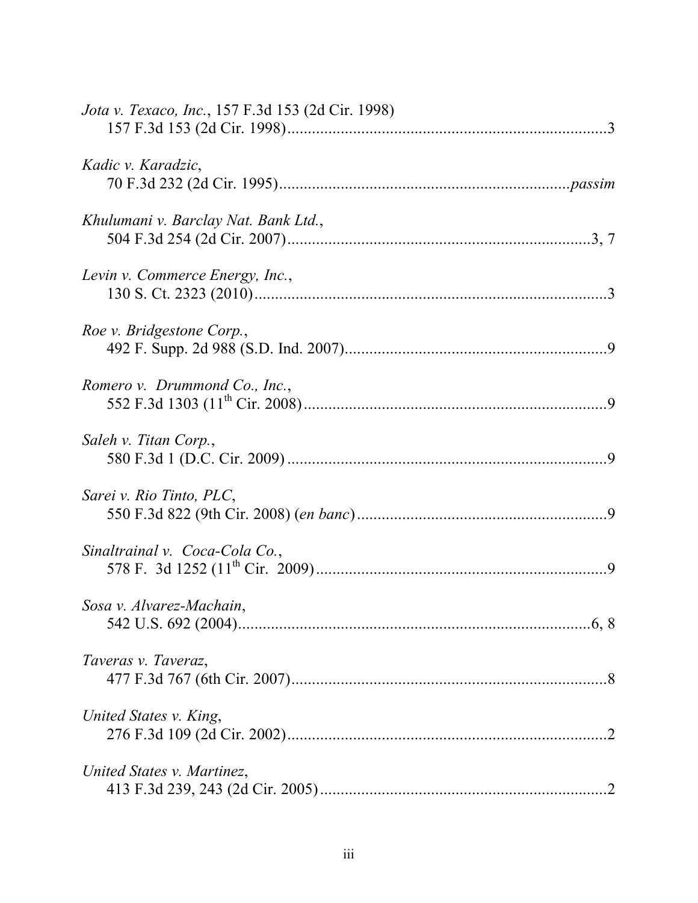*Jota v. Texaco, Inc.*, 157 F.3d 153 (2d Cir. 1998)
157 F.3d 153 (2d Cir. 1998)..............................................................................3

*Kadic v. Karadzic*,
70 F.3d 232 (2d Cir. 1995).......................................................................*passim*

*Khulumani v. Barclay Nat. Bank Ltd.*,
504 F.3d 254 (2d Cir. 2007)..........................................................................3, 7

*Levin v. Commerce Energy, Inc.*,
130 S. Ct. 2323 (2010).....................................................................................3

*Roe v. Bridgestone Corp.*,
492 F. Supp. 2d 988 (S.D. Ind. 2007)................................................................9

*Romero v. Drummond Co., Inc.*,
552 F.3d 1303 (11th Cir. 2008)..........................................................................9

*Saleh v. Titan Corp.*,
580 F.3d 1 (D.C. Cir. 2009) ..............................................................................9

*Sarei v. Rio Tinto, PLC*,
550 F.3d 822 (9th Cir. 2008) (*en banc*).............................................................9

*Sinaltrainal v. Coca-Cola Co.*,
578 F. 3d 1252 (11th Cir. 2009).......................................................................9

*Sosa v. Alvarez-Machain*,
542 U.S. 692 (2004)....................................................................................6, 8

*Taveras v. Taveraz*,
477 F.3d 767 (6th Cir. 2007).............................................................................8

*United States v. King*,
276 F.3d 109 (2d Cir. 2002)..............................................................................2

*United States v. Martinez*,
413 F.3d 239, 243 (2d Cir. 2005)......................................................................2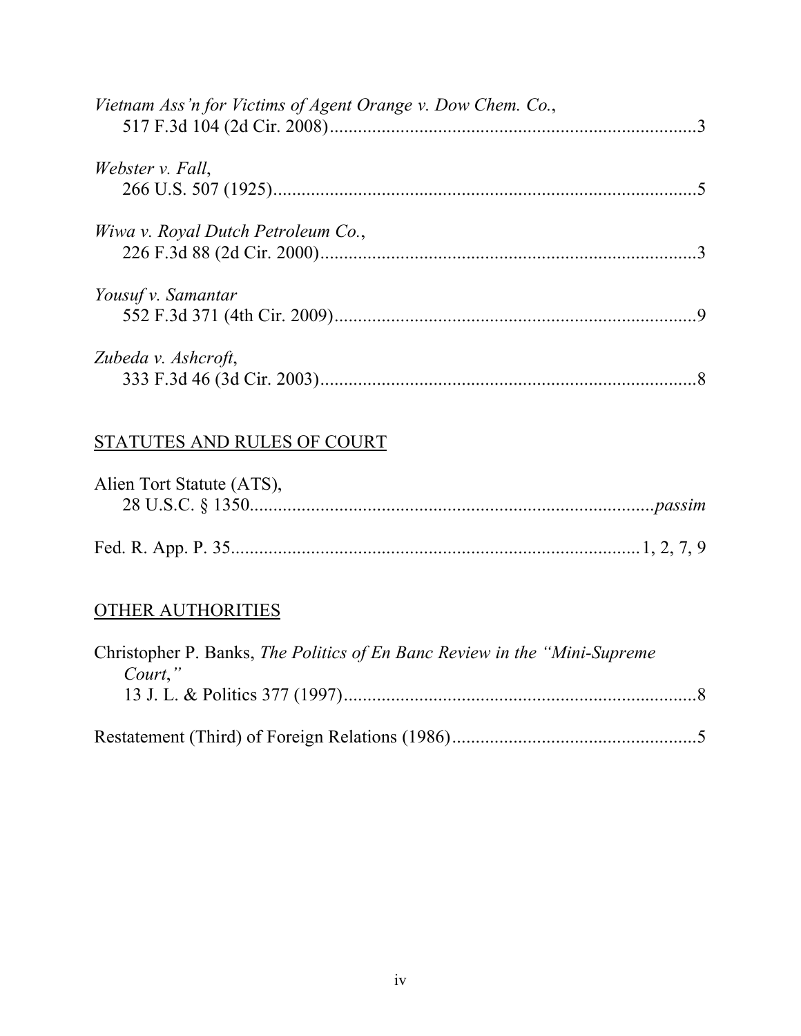*Vietnam Ass'n for Victims of Agent Orange v. Dow Chem. Co.*,
517 F.3d 104 (2d Cir. 2008)............................................................................3

*Webster v. Fall*,
266 U.S. 507 (1925)........................................................................................5

*Wiwa v. Royal Dutch Petroleum Co.*,
226 F.3d 88 (2d Cir. 2000)..............................................................................3

*Yousuf v. Samantar*
552 F.3d 371 (4th Cir. 2009)...........................................................................9

*Zubeda v. Ashcroft*,
333 F.3d 46 (3d Cir. 2003)..............................................................................8

## STATUTES AND RULES OF COURT

Alien Tort Statute (ATS),
28 U.S.C. § 1350...................................................................................*passim*

Fed. R. App. P. 35....................................................................................1, 2, 7, 9

## OTHER AUTHORITIES

Christopher P. Banks, *The Politics of En Banc Review in the "Mini-Supreme Court,"*
13 J. L. & Politics 377 (1997)..........................................................................8

Restatement (Third) of Foreign Relations (1986)..................................................5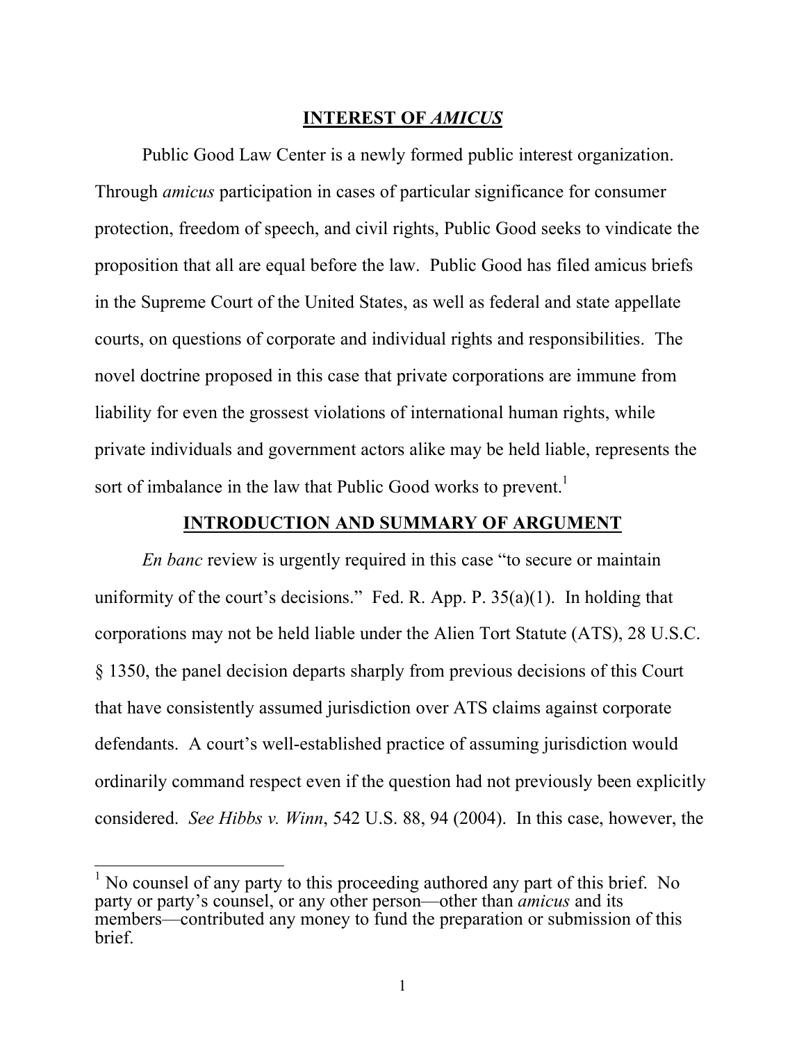## INTEREST OF *AMICUS*

Public Good Law Center is a newly formed public interest organization. Through *amicus* participation in cases of particular significance for consumer protection, freedom of speech, and civil rights, Public Good seeks to vindicate the proposition that all are equal before the law. Public Good has filed amicus briefs in the Supreme Court of the United States, as well as federal and state appellate courts, on questions of corporate and individual rights and responsibilities. The novel doctrine proposed in this case that private corporations are immune from liability for even the grossest violations of international human rights, while private individuals and government actors alike may be held liable, represents the sort of imbalance in the law that Public Good works to prevent.[1]

## INTRODUCTION AND SUMMARY OF ARGUMENT

*En banc* review is urgently required in this case "to secure or maintain uniformity of the court's decisions." Fed. R. App. P. 35(a)(1). In holding that corporations may not be held liable under the Alien Tort Statute (ATS), 28 U.S.C. § 1350, the panel decision departs sharply from previous decisions of this Court that have consistently assumed jurisdiction over ATS claims against corporate defendants. A court's well-established practice of assuming jurisdiction would ordinarily command respect even if the question had not previously been explicitly considered. *See Hibbs v. Winn*, 542 U.S. 88, 94 (2004). In this case, however, the

[1] No counsel of any party to this proceeding authored any part of this brief. No party or party's counsel, or any other person—other than *amicus* and its members—contributed any money to fund the preparation or submission of this brief.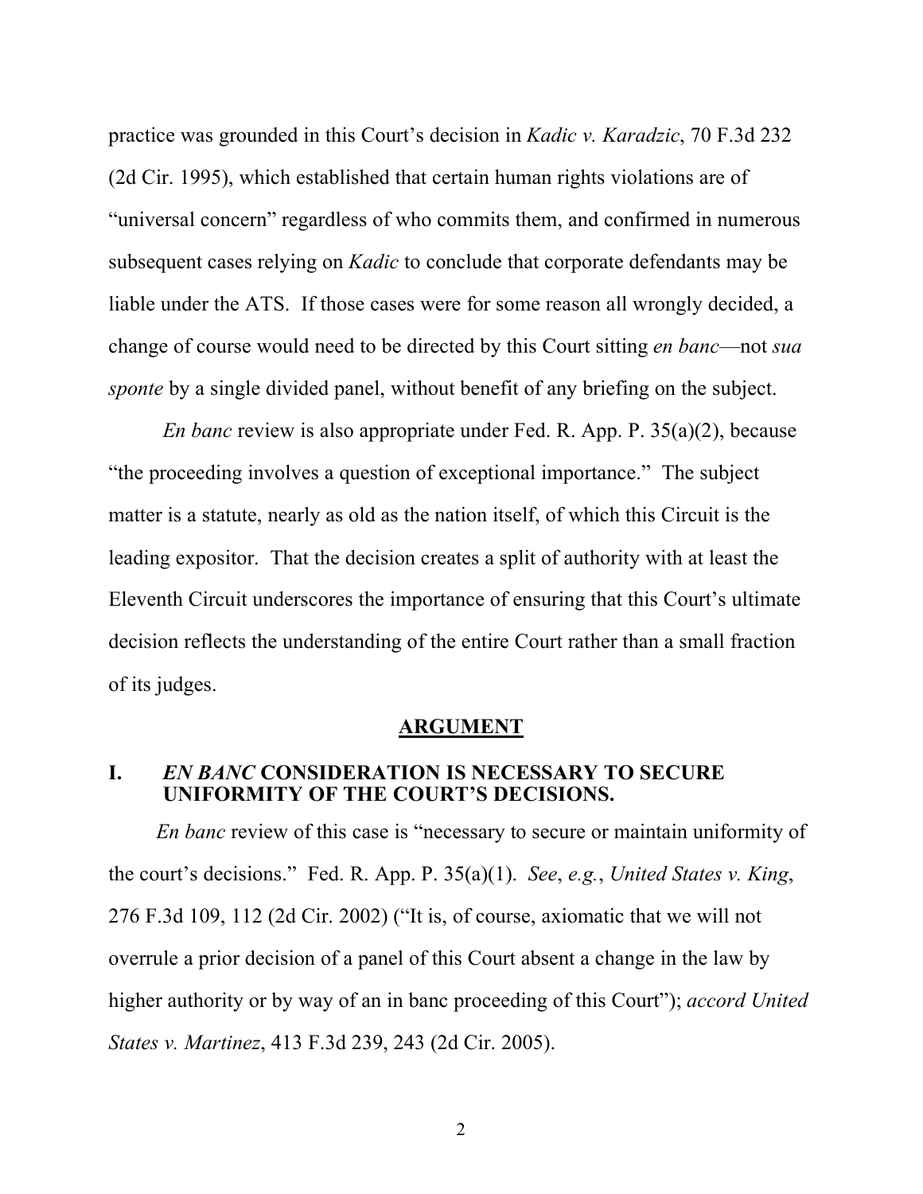practice was grounded in this Court's decision in *Kadic v. Karadzic*, 70 F.3d 232 (2d Cir. 1995), which established that certain human rights violations are of "universal concern" regardless of who commits them, and confirmed in numerous subsequent cases relying on *Kadic* to conclude that corporate defendants may be liable under the ATS. If those cases were for some reason all wrongly decided, a change of course would need to be directed by this Court sitting *en banc*—not *sua sponte* by a single divided panel, without benefit of any briefing on the subject.

*En banc* review is also appropriate under Fed. R. App. P. 35(a)(2), because "the proceeding involves a question of exceptional importance." The subject matter is a statute, nearly as old as the nation itself, of which this Circuit is the leading expositor. That the decision creates a split of authority with at least the Eleventh Circuit underscores the importance of ensuring that this Court's ultimate decision reflects the understanding of the entire Court rather than a small fraction of its judges.

## ARGUMENT

### I. *EN BANC* CONSIDERATION IS NECESSARY TO SECURE UNIFORMITY OF THE COURT'S DECISIONS.

*En banc* review of this case is "necessary to secure or maintain uniformity of the court's decisions." Fed. R. App. P. 35(a)(1). *See*, *e.g.*, *United States v. King*, 276 F.3d 109, 112 (2d Cir. 2002) ("It is, of course, axiomatic that we will not overrule a prior decision of a panel of this Court absent a change in the law by higher authority or by way of an in banc proceeding of this Court"); *accord United States v. Martinez*, 413 F.3d 239, 243 (2d Cir. 2005).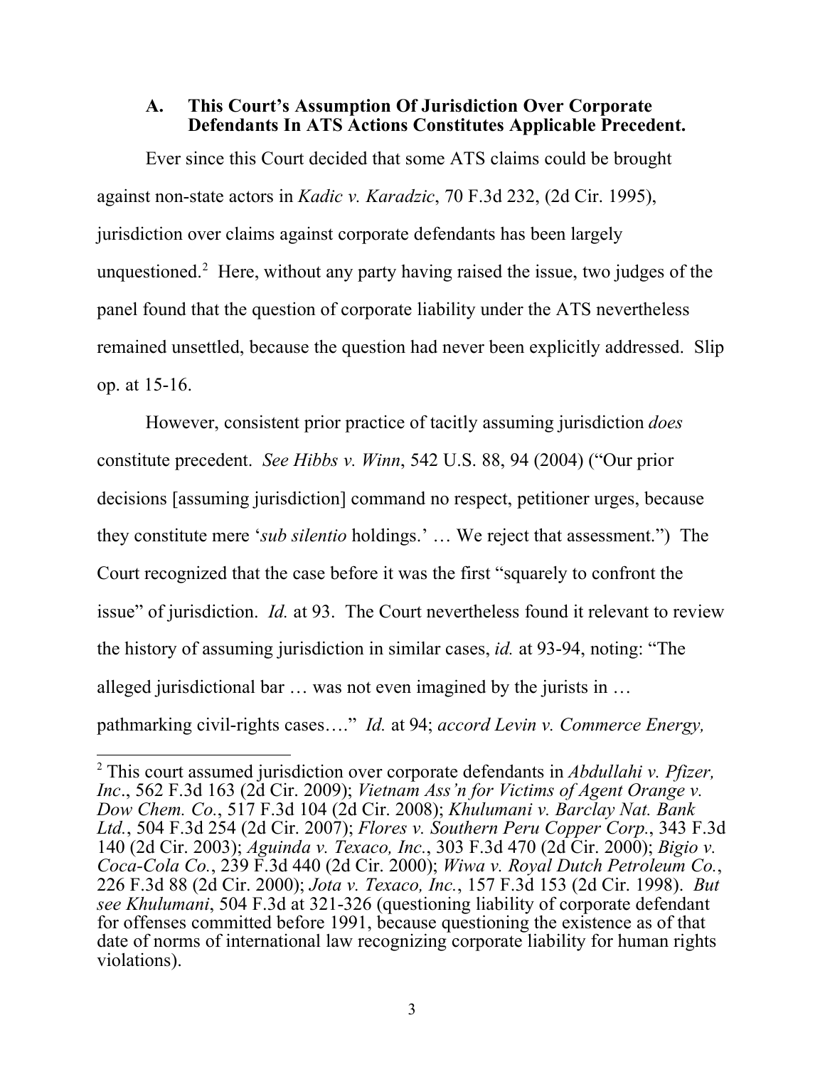### A. This Court's Assumption Of Jurisdiction Over Corporate Defendants In ATS Actions Constitutes Applicable Precedent.

Ever since this Court decided that some ATS claims could be brought against non-state actors in *Kadic v. Karadzic*, 70 F.3d 232, (2d Cir. 1995), jurisdiction over claims against corporate defendants has been largely unquestioned.[2] Here, without any party having raised the issue, two judges of the panel found that the question of corporate liability under the ATS nevertheless remained unsettled, because the question had never been explicitly addressed. Slip op. at 15-16.

However, consistent prior practice of tacitly assuming jurisdiction *does* constitute precedent. *See Hibbs v. Winn*, 542 U.S. 88, 94 (2004) ("Our prior decisions [assuming jurisdiction] command no respect, petitioner urges, because they constitute mere '*sub silentio* holdings.' … We reject that assessment.") The Court recognized that the case before it was the first "squarely to confront the issue" of jurisdiction. *Id.* at 93. The Court nevertheless found it relevant to review the history of assuming jurisdiction in similar cases, *id.* at 93-94, noting: "The alleged jurisdictional bar … was not even imagined by the jurists in … pathmarking civil-rights cases…." *Id.* at 94; *accord Levin v. Commerce Energy,*

---

[2] This court assumed jurisdiction over corporate defendants in *Abdullahi v. Pfizer, Inc*., 562 F.3d 163 (2d Cir. 2009); *Vietnam Ass'n for Victims of Agent Orange v. Dow Chem. Co.*, 517 F.3d 104 (2d Cir. 2008); *Khulumani v. Barclay Nat. Bank Ltd.*, 504 F.3d 254 (2d Cir. 2007); *Flores v. Southern Peru Copper Corp.*, 343 F.3d 140 (2d Cir. 2003); *Aguinda v. Texaco, Inc.*, 303 F.3d 470 (2d Cir. 2000); *Bigio v. Coca-Cola Co.*, 239 F.3d 440 (2d Cir. 2000); *Wiwa v. Royal Dutch Petroleum Co.*, 226 F.3d 88 (2d Cir. 2000); *Jota v. Texaco, Inc.*, 157 F.3d 153 (2d Cir. 1998). *But see Khulumani*, 504 F.3d at 321-326 (questioning liability of corporate defendant for offenses committed before 1991, because questioning the existence as of that date of norms of international law recognizing corporate liability for human rights violations).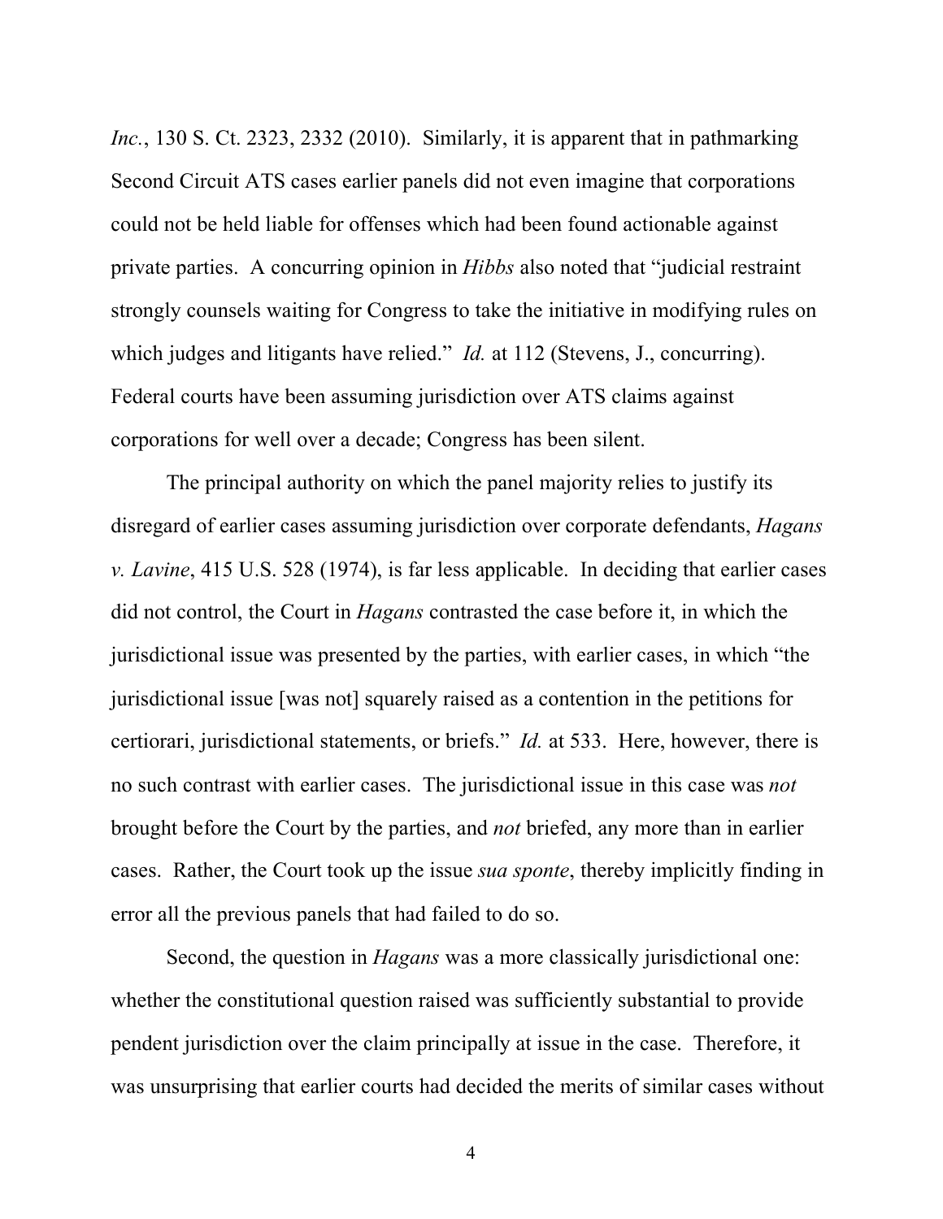*Inc.*, 130 S. Ct. 2323, 2332 (2010). Similarly, it is apparent that in pathmarking Second Circuit ATS cases earlier panels did not even imagine that corporations could not be held liable for offenses which had been found actionable against private parties. A concurring opinion in *Hibbs* also noted that "judicial restraint strongly counsels waiting for Congress to take the initiative in modifying rules on which judges and litigants have relied." *Id.* at 112 (Stevens, J., concurring). Federal courts have been assuming jurisdiction over ATS claims against corporations for well over a decade; Congress has been silent.

The principal authority on which the panel majority relies to justify its disregard of earlier cases assuming jurisdiction over corporate defendants, *Hagans v. Lavine*, 415 U.S. 528 (1974), is far less applicable. In deciding that earlier cases did not control, the Court in *Hagans* contrasted the case before it, in which the jurisdictional issue was presented by the parties, with earlier cases, in which "the jurisdictional issue [was not] squarely raised as a contention in the petitions for certiorari, jurisdictional statements, or briefs." *Id.* at 533. Here, however, there is no such contrast with earlier cases. The jurisdictional issue in this case was *not* brought before the Court by the parties, and *not* briefed, any more than in earlier cases. Rather, the Court took up the issue *sua sponte*, thereby implicitly finding in error all the previous panels that had failed to do so.

Second, the question in *Hagans* was a more classically jurisdictional one: whether the constitutional question raised was sufficiently substantial to provide pendent jurisdiction over the claim principally at issue in the case. Therefore, it was unsurprising that earlier courts had decided the merits of similar cases without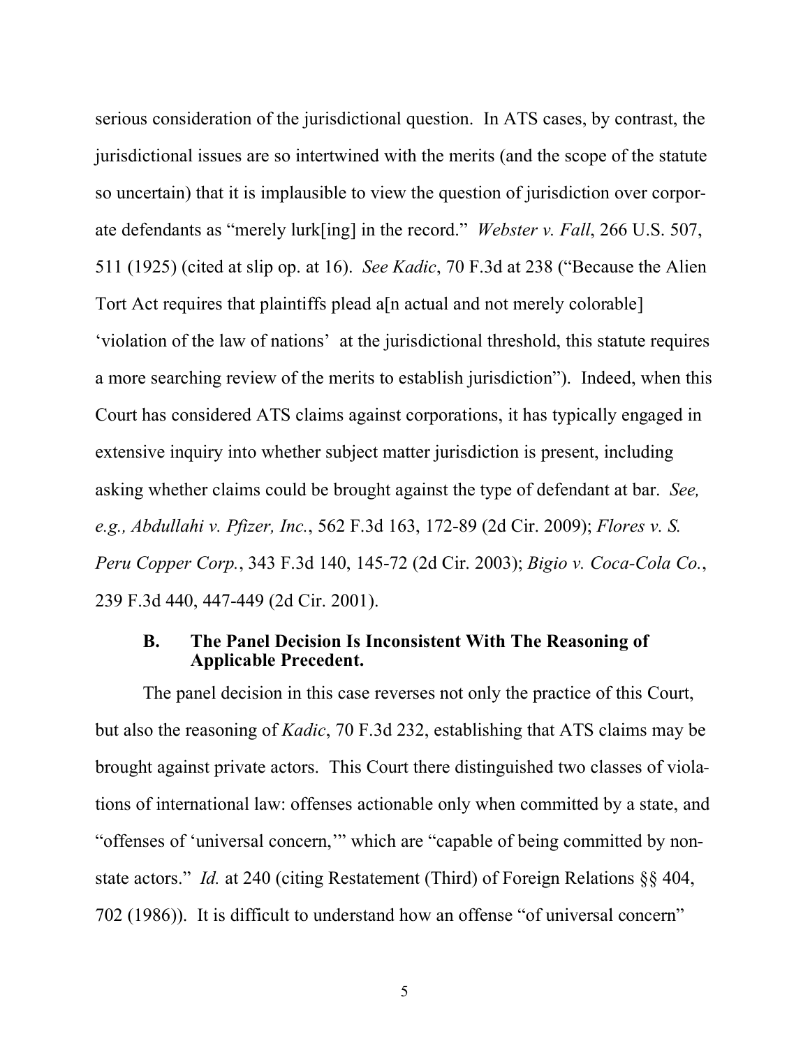serious consideration of the jurisdictional question. In ATS cases, by contrast, the jurisdictional issues are so intertwined with the merits (and the scope of the statute so uncertain) that it is implausible to view the question of jurisdiction over corporate defendants as "merely lurk[ing] in the record." *Webster v. Fall*, 266 U.S. 507, 511 (1925) (cited at slip op. at 16). *See Kadic*, 70 F.3d at 238 ("Because the Alien Tort Act requires that plaintiffs plead a[n actual and not merely colorable] 'violation of the law of nations' at the jurisdictional threshold, this statute requires a more searching review of the merits to establish jurisdiction"). Indeed, when this Court has considered ATS claims against corporations, it has typically engaged in extensive inquiry into whether subject matter jurisdiction is present, including asking whether claims could be brought against the type of defendant at bar. *See, e.g., Abdullahi v. Pfizer, Inc.*, 562 F.3d 163, 172-89 (2d Cir. 2009); *Flores v. S. Peru Copper Corp.*, 343 F.3d 140, 145-72 (2d Cir. 2003); *Bigio v. Coca-Cola Co.*, 239 F.3d 440, 447-449 (2d Cir. 2001).

### B. The Panel Decision Is Inconsistent With The Reasoning of Applicable Precedent.

The panel decision in this case reverses not only the practice of this Court, but also the reasoning of *Kadic*, 70 F.3d 232, establishing that ATS claims may be brought against private actors. This Court there distinguished two classes of violations of international law: offenses actionable only when committed by a state, and "offenses of 'universal concern,'" which are "capable of being committed by non-state actors." *Id.* at 240 (citing Restatement (Third) of Foreign Relations §§ 404, 702 (1986)). It is difficult to understand how an offense "of universal concern"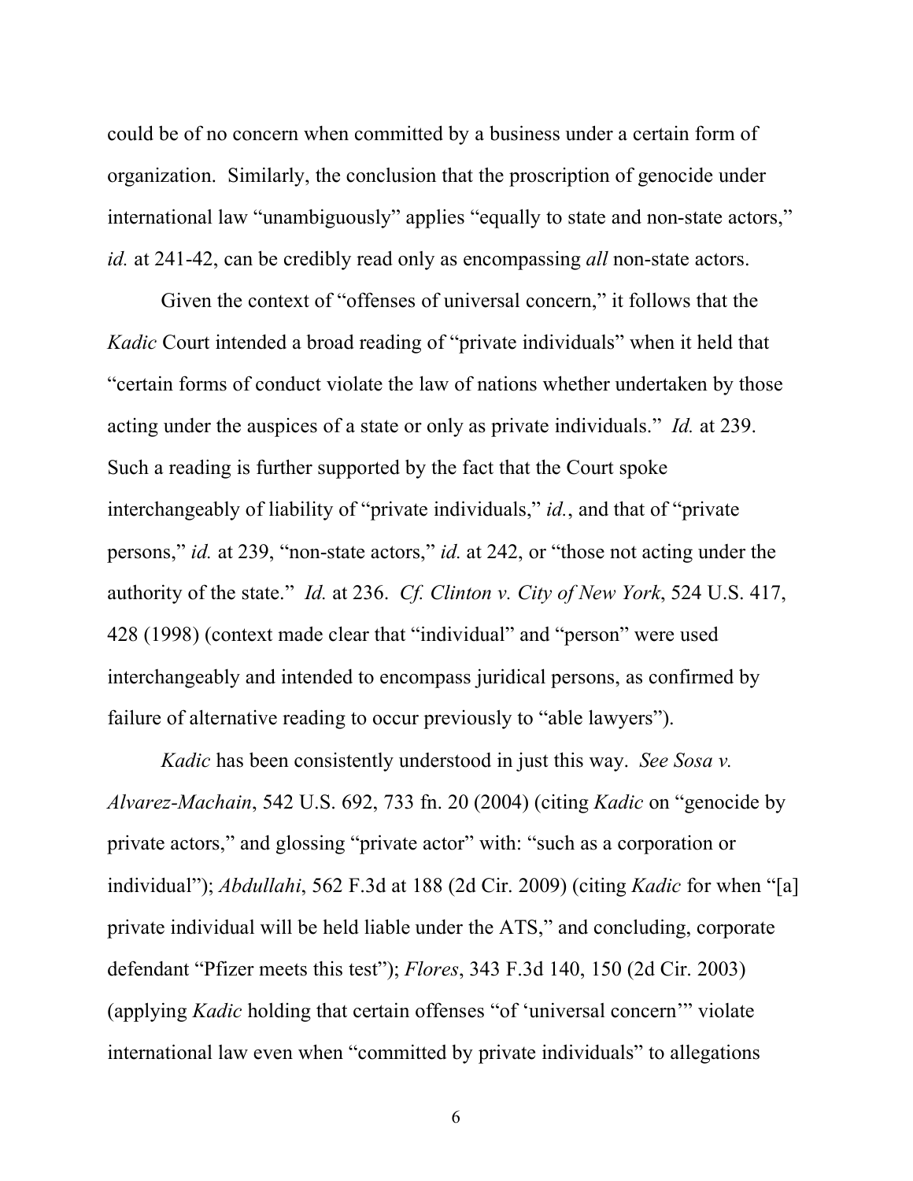could be of no concern when committed by a business under a certain form of organization. Similarly, the conclusion that the proscription of genocide under international law "unambiguously" applies "equally to state and non-state actors," *id.* at 241-42, can be credibly read only as encompassing *all* non-state actors.

Given the context of "offenses of universal concern," it follows that the *Kadic* Court intended a broad reading of "private individuals" when it held that "certain forms of conduct violate the law of nations whether undertaken by those acting under the auspices of a state or only as private individuals." *Id.* at 239. Such a reading is further supported by the fact that the Court spoke interchangeably of liability of "private individuals," *id.*, and that of "private persons," *id.* at 239, "non-state actors," *id.* at 242, or "those not acting under the authority of the state." *Id.* at 236. *Cf. Clinton v. City of New York*, 524 U.S. 417, 428 (1998) (context made clear that "individual" and "person" were used interchangeably and intended to encompass juridical persons, as confirmed by failure of alternative reading to occur previously to "able lawyers").

*Kadic* has been consistently understood in just this way. *See Sosa v. Alvarez-Machain*, 542 U.S. 692, 733 fn. 20 (2004) (citing *Kadic* on "genocide by private actors," and glossing "private actor" with: "such as a corporation or individual"); *Abdullahi*, 562 F.3d at 188 (2d Cir. 2009) (citing *Kadic* for when "[a] private individual will be held liable under the ATS," and concluding, corporate defendant "Pfizer meets this test"); *Flores*, 343 F.3d 140, 150 (2d Cir. 2003) (applying *Kadic* holding that certain offenses "of 'universal concern'" violate international law even when "committed by private individuals" to allegations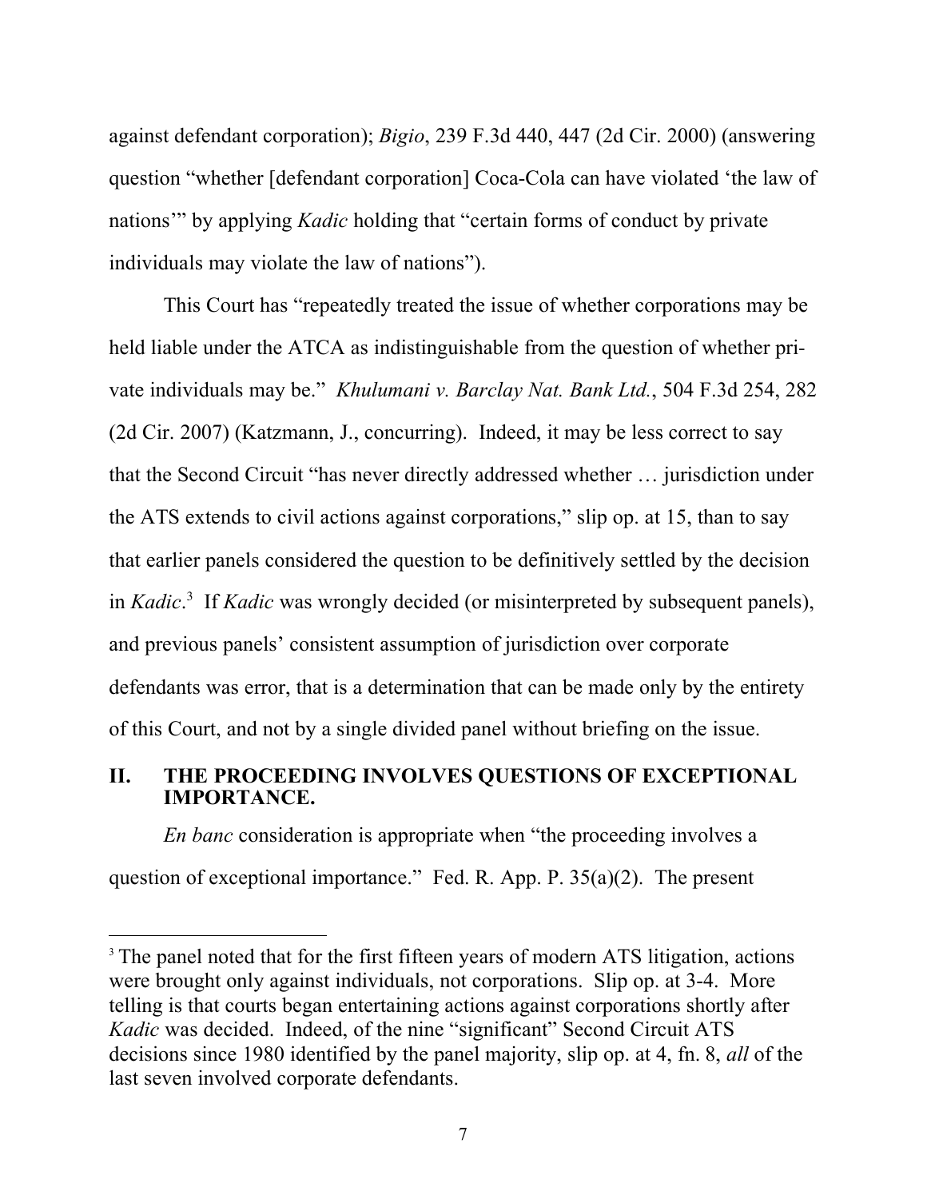against defendant corporation); *Bigio*, 239 F.3d 440, 447 (2d Cir. 2000) (answering question "whether [defendant corporation] Coca-Cola can have violated 'the law of nations'" by applying *Kadic* holding that "certain forms of conduct by private individuals may violate the law of nations").

This Court has "repeatedly treated the issue of whether corporations may be held liable under the ATCA as indistinguishable from the question of whether private individuals may be." *Khulumani v. Barclay Nat. Bank Ltd.*, 504 F.3d 254, 282 (2d Cir. 2007) (Katzmann, J., concurring). Indeed, it may be less correct to say that the Second Circuit "has never directly addressed whether … jurisdiction under the ATS extends to civil actions against corporations," slip op. at 15, than to say that earlier panels considered the question to be definitively settled by the decision in *Kadic*.[3] If *Kadic* was wrongly decided (or misinterpreted by subsequent panels), and previous panels' consistent assumption of jurisdiction over corporate defendants was error, that is a determination that can be made only by the entirety of this Court, and not by a single divided panel without briefing on the issue.

## II. THE PROCEEDING INVOLVES QUESTIONS OF EXCEPTIONAL IMPORTANCE.

*En banc* consideration is appropriate when "the proceeding involves a question of exceptional importance." Fed. R. App. P. 35(a)(2). The present

[3] The panel noted that for the first fifteen years of modern ATS litigation, actions were brought only against individuals, not corporations. Slip op. at 3-4. More telling is that courts began entertaining actions against corporations shortly after *Kadic* was decided. Indeed, of the nine "significant" Second Circuit ATS decisions since 1980 identified by the panel majority, slip op. at 4, fn. 8, *all* of the last seven involved corporate defendants.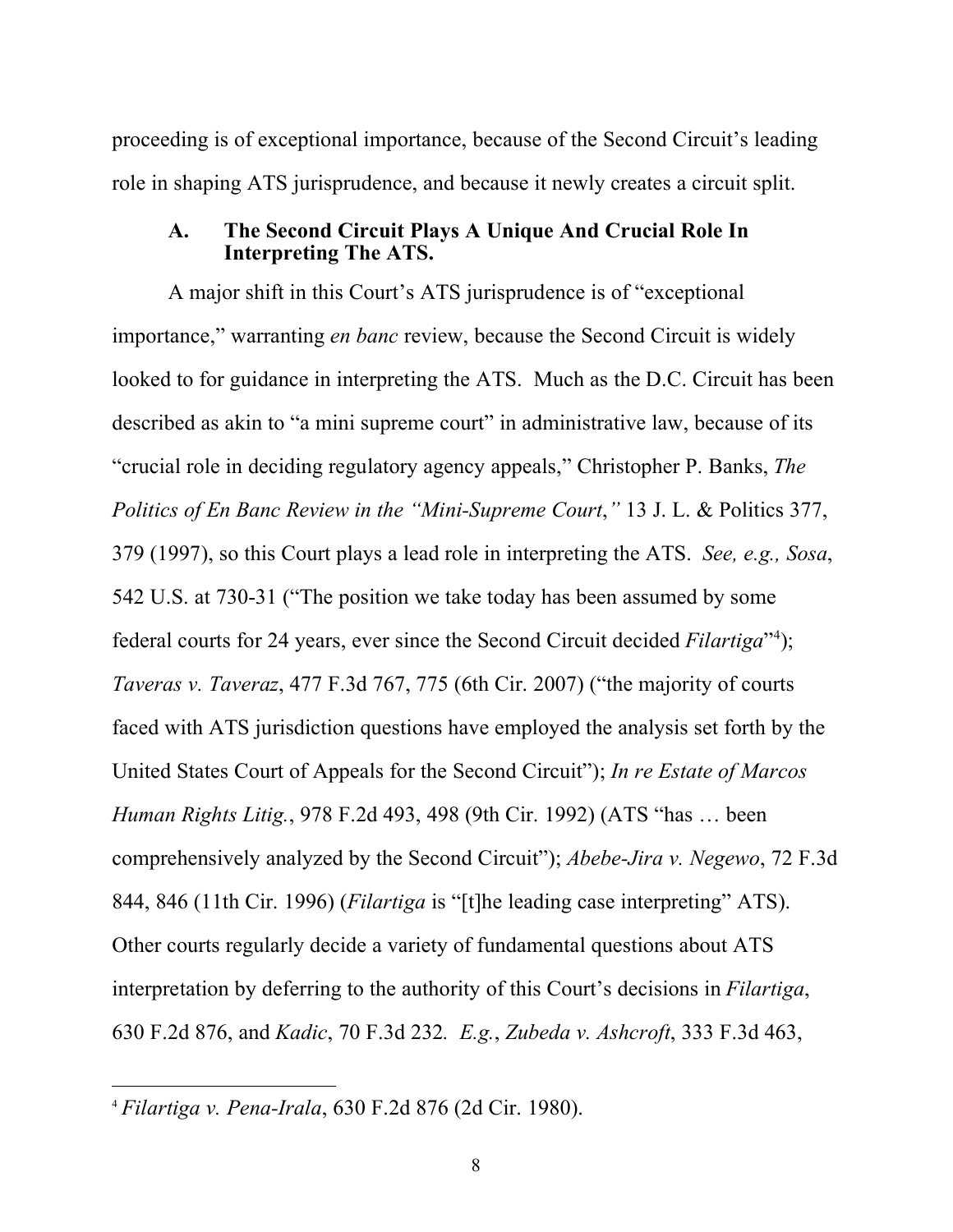proceeding is of exceptional importance, because of the Second Circuit's leading role in shaping ATS jurisprudence, and because it newly creates a circuit split.

### A. The Second Circuit Plays A Unique And Crucial Role In Interpreting The ATS.

A major shift in this Court's ATS jurisprudence is of "exceptional importance," warranting *en banc* review, because the Second Circuit is widely looked to for guidance in interpreting the ATS. Much as the D.C. Circuit has been described as akin to "a mini supreme court" in administrative law, because of its "crucial role in deciding regulatory agency appeals," Christopher P. Banks, *The Politics of En Banc Review in the "Mini-Supreme Court*,*"* 13 J. L. & Politics 377, 379 (1997), so this Court plays a lead role in interpreting the ATS. *See, e.g., Sosa*, 542 U.S. at 730-31 ("The position we take today has been assumed by some federal courts for 24 years, ever since the Second Circuit decided *Filartiga*"[4]); *Taveras v. Taveraz*, 477 F.3d 767, 775 (6th Cir. 2007) ("the majority of courts faced with ATS jurisdiction questions have employed the analysis set forth by the United States Court of Appeals for the Second Circuit"); *In re Estate of Marcos Human Rights Litig.*, 978 F.2d 493, 498 (9th Cir. 1992) (ATS "has … been comprehensively analyzed by the Second Circuit"); *Abebe-Jira v. Negewo*, 72 F.3d 844, 846 (11th Cir. 1996) (*Filartiga* is "[t]he leading case interpreting" ATS). Other courts regularly decide a variety of fundamental questions about ATS interpretation by deferring to the authority of this Court's decisions in *Filartiga*, 630 F.2d 876, and *Kadic*, 70 F.3d 232*.* *E.g.*, *Zubeda v. Ashcroft*, 333 F.3d 463,

[4] *Filartiga v. Pena-Irala*, 630 F.2d 876 (2d Cir. 1980).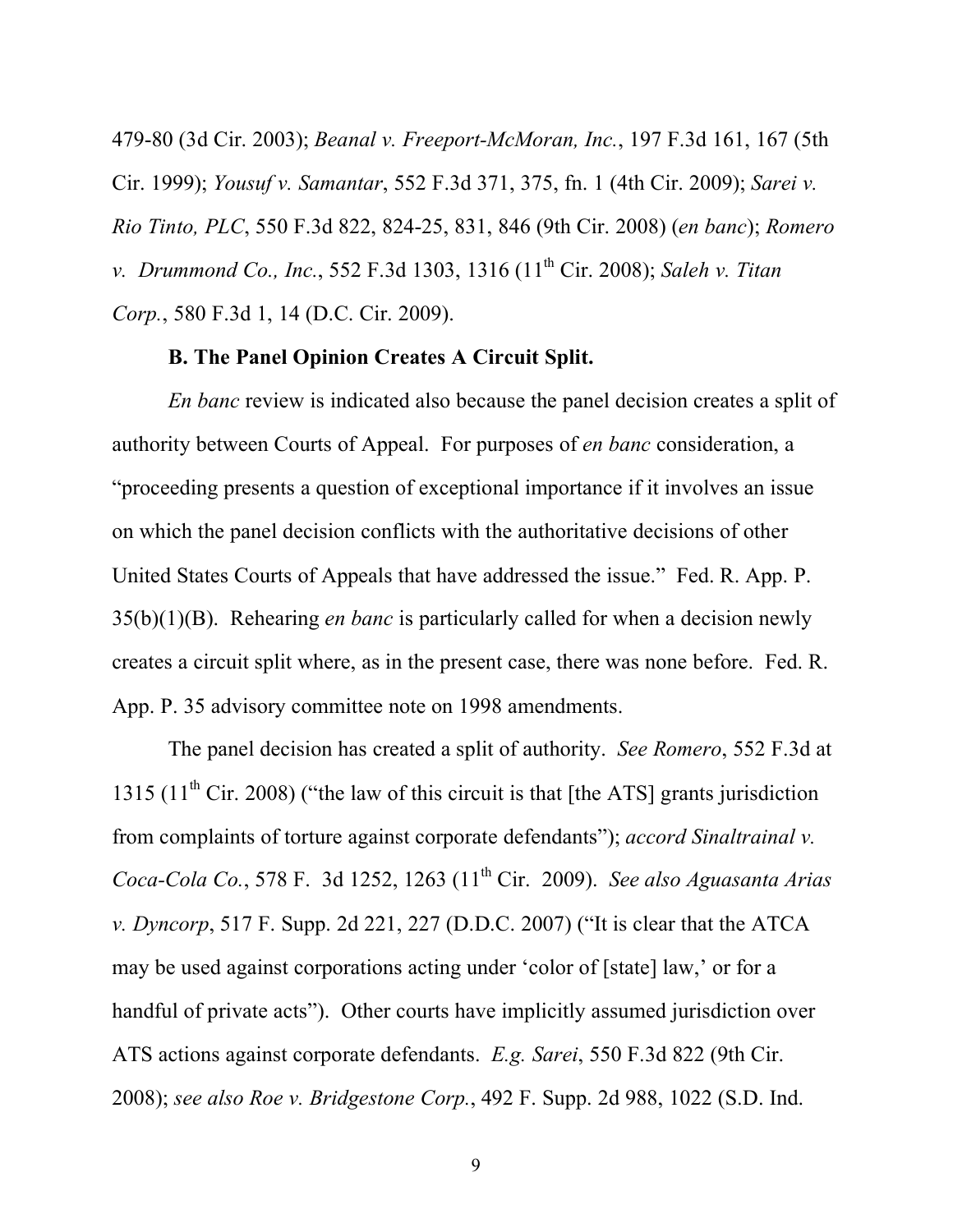479-80 (3d Cir. 2003); *Beanal v. Freeport-McMoran, Inc.*, 197 F.3d 161, 167 (5th Cir. 1999); *Yousuf v. Samantar*, 552 F.3d 371, 375, fn. 1 (4th Cir. 2009); *Sarei v. Rio Tinto, PLC*, 550 F.3d 822, 824-25, 831, 846 (9th Cir. 2008) (*en banc*); *Romero v. Drummond Co., Inc.*, 552 F.3d 1303, 1316 (11th Cir. 2008); *Saleh v. Titan Corp.*, 580 F.3d 1, 14 (D.C. Cir. 2009).

**B. The Panel Opinion Creates A Circuit Split.**

*En banc* review is indicated also because the panel decision creates a split of authority between Courts of Appeal. For purposes of *en banc* consideration, a "proceeding presents a question of exceptional importance if it involves an issue on which the panel decision conflicts with the authoritative decisions of other United States Courts of Appeals that have addressed the issue." Fed. R. App. P. 35(b)(1)(B). Rehearing *en banc* is particularly called for when a decision newly creates a circuit split where, as in the present case, there was none before. Fed. R. App. P. 35 advisory committee note on 1998 amendments.

The panel decision has created a split of authority. *See Romero*, 552 F.3d at 1315 (11th Cir. 2008) ("the law of this circuit is that [the ATS] grants jurisdiction from complaints of torture against corporate defendants"); *accord Sinaltrainal v. Coca-Cola Co.*, 578 F. 3d 1252, 1263 (11th Cir. 2009). *See also Aguasanta Arias v. Dyncorp*, 517 F. Supp. 2d 221, 227 (D.D.C. 2007) ("It is clear that the ATCA may be used against corporations acting under 'color of [state] law,' or for a handful of private acts"). Other courts have implicitly assumed jurisdiction over ATS actions against corporate defendants. *E.g. Sarei*, 550 F.3d 822 (9th Cir. 2008); *see also Roe v. Bridgestone Corp.*, 492 F. Supp. 2d 988, 1022 (S.D. Ind.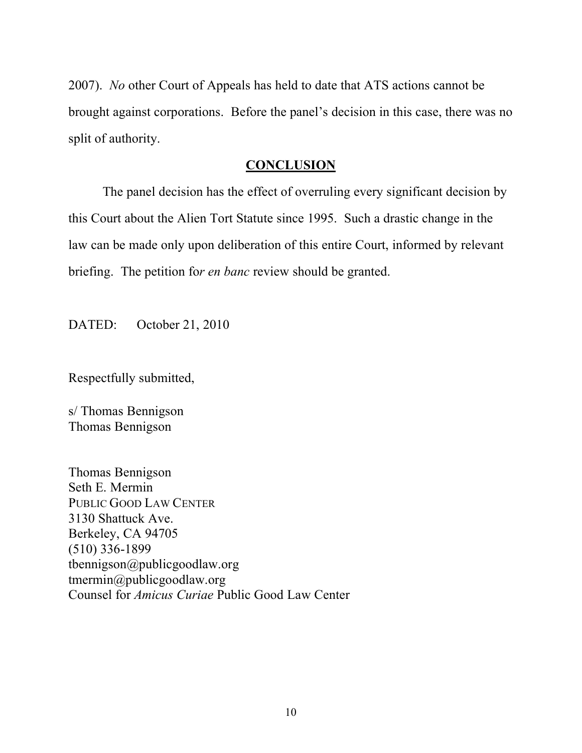2007). *No* other Court of Appeals has held to date that ATS actions cannot be brought against corporations. Before the panel's decision in this case, there was no split of authority.

## CONCLUSION

The panel decision has the effect of overruling every significant decision by this Court about the Alien Tort Statute since 1995. Such a drastic change in the law can be made only upon deliberation of this entire Court, informed by relevant briefing. The petition fo*r en banc* review should be granted.

DATED: October 21, 2010

Respectfully submitted,

s/ Thomas Bennigson
Thomas Bennigson

Thomas Bennigson
Seth E. Mermin
PUBLIC GOOD LAW CENTER
3130 Shattuck Ave.
Berkeley, CA 94705
(510) 336-1899
tbennigson@publicgoodlaw.org
tmermin@publicgoodlaw.org
Counsel for *Amicus Curiae* Public Good Law Center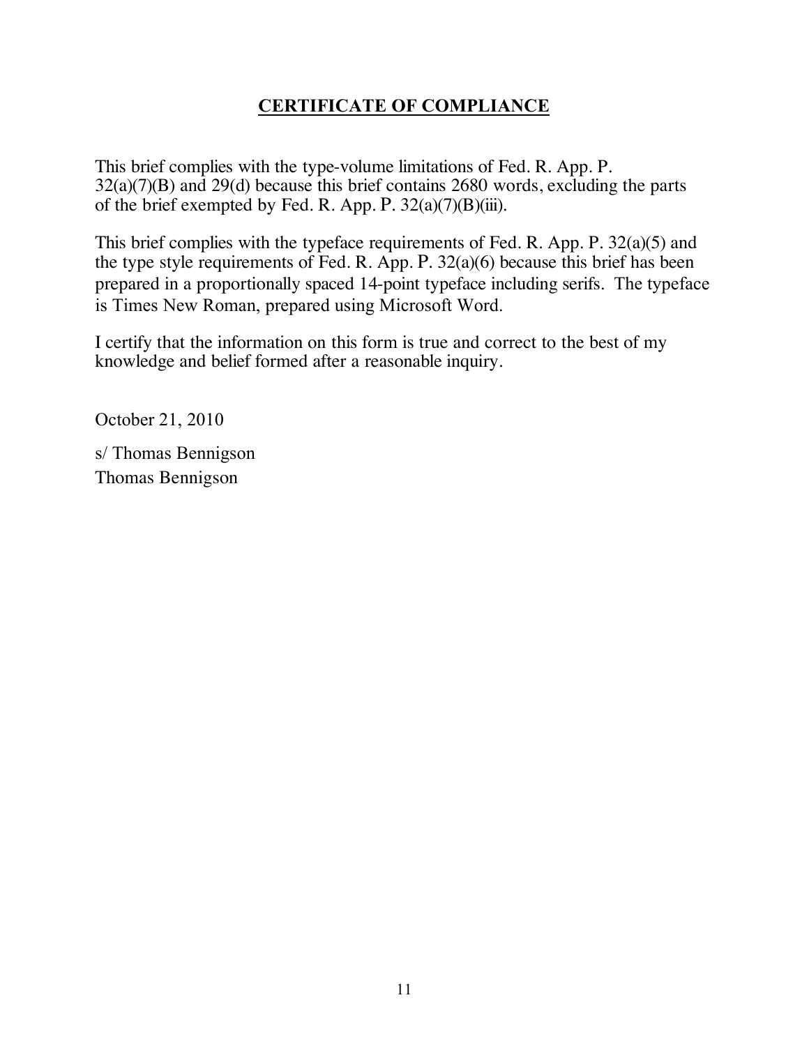## **CERTIFICATE OF COMPLIANCE**

This brief complies with the type-volume limitations of Fed. R. App. P. 32(a)(7)(B) and 29(d) because this brief contains 2680 words, excluding the parts of the brief exempted by Fed. R. App. P. 32(a)(7)(B)(iii).

This brief complies with the typeface requirements of Fed. R. App. P. 32(a)(5) and the type style requirements of Fed. R. App. P. 32(a)(6) because this brief has been prepared in a proportionally spaced 14-point typeface including serifs. The typeface is Times New Roman, prepared using Microsoft Word.

I certify that the information on this form is true and correct to the best of my knowledge and belief formed after a reasonable inquiry.

October 21, 2010

s/ Thomas Bennigson
Thomas Bennigson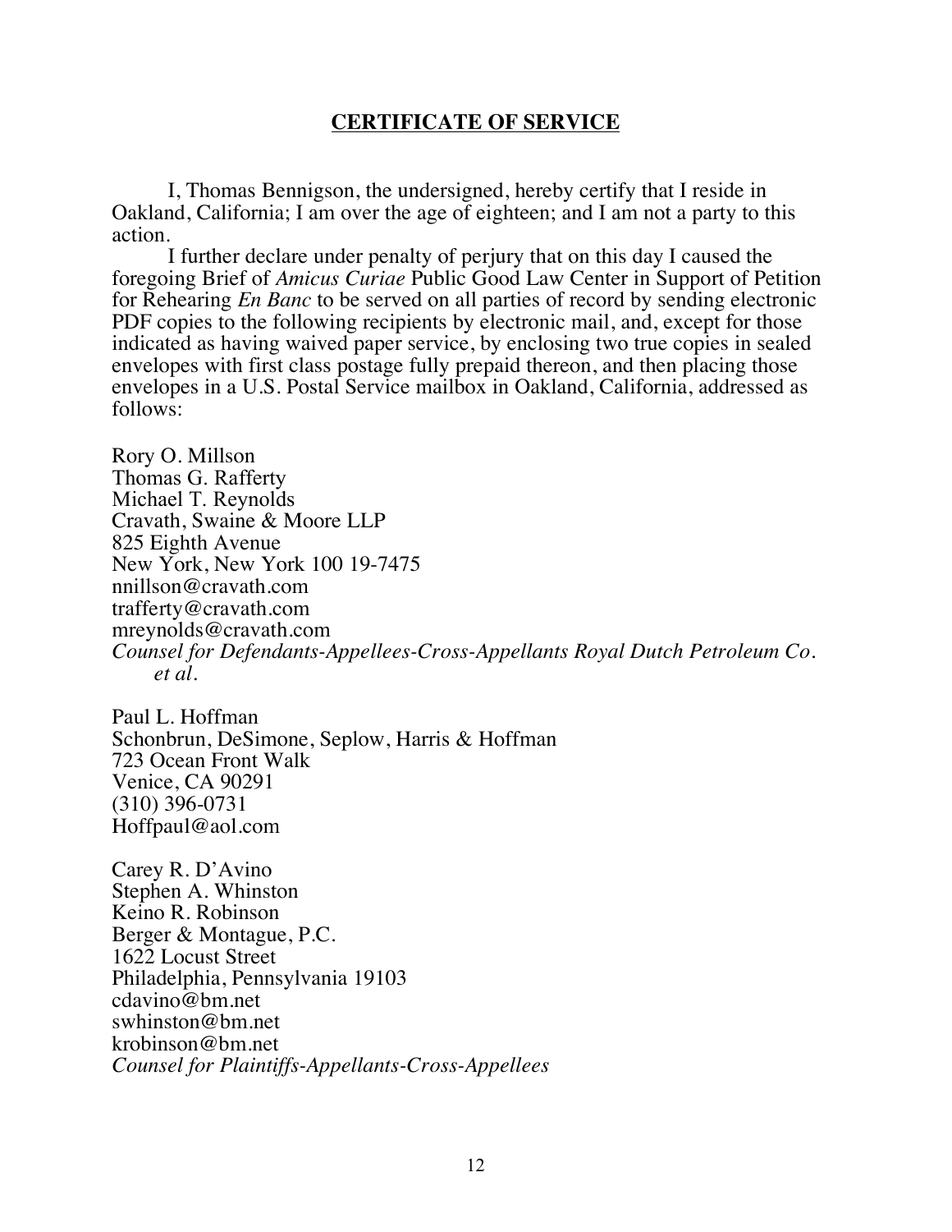## **CERTIFICATE OF SERVICE**

I, Thomas Bennigson, the undersigned, hereby certify that I reside in Oakland, California; I am over the age of eighteen; and I am not a party to this action.

I further declare under penalty of perjury that on this day I caused the foregoing Brief of *Amicus Curiae* Public Good Law Center in Support of Petition for Rehearing *En Banc* to be served on all parties of record by sending electronic PDF copies to the following recipients by electronic mail, and, except for those indicated as having waived paper service, by enclosing two true copies in sealed envelopes with first class postage fully prepaid thereon, and then placing those envelopes in a U.S. Postal Service mailbox in Oakland, California, addressed as follows:

Rory O. Millson
Thomas G. Rafferty
Michael T. Reynolds
Cravath, Swaine & Moore LLP
825 Eighth Avenue
New York, New York 100 19-7475
nnillson@cravath.com
trafferty@cravath.com
mreynolds@cravath.com
*Counsel for Defendants-Appellees-Cross-Appellants Royal Dutch Petroleum Co. et al.*

Paul L. Hoffman
Schonbrun, DeSimone, Seplow, Harris & Hoffman
723 Ocean Front Walk
Venice, CA 90291
(310) 396-0731
Hoffpaul@aol.com

Carey R. D'Avino
Stephen A. Whinston
Keino R. Robinson
Berger & Montague, P.C.
1622 Locust Street
Philadelphia, Pennsylvania 19103
cdavino@bm.net
swhinston@bm.net
krobinson@bm.net
*Counsel for Plaintiffs-Appellants-Cross-Appellees*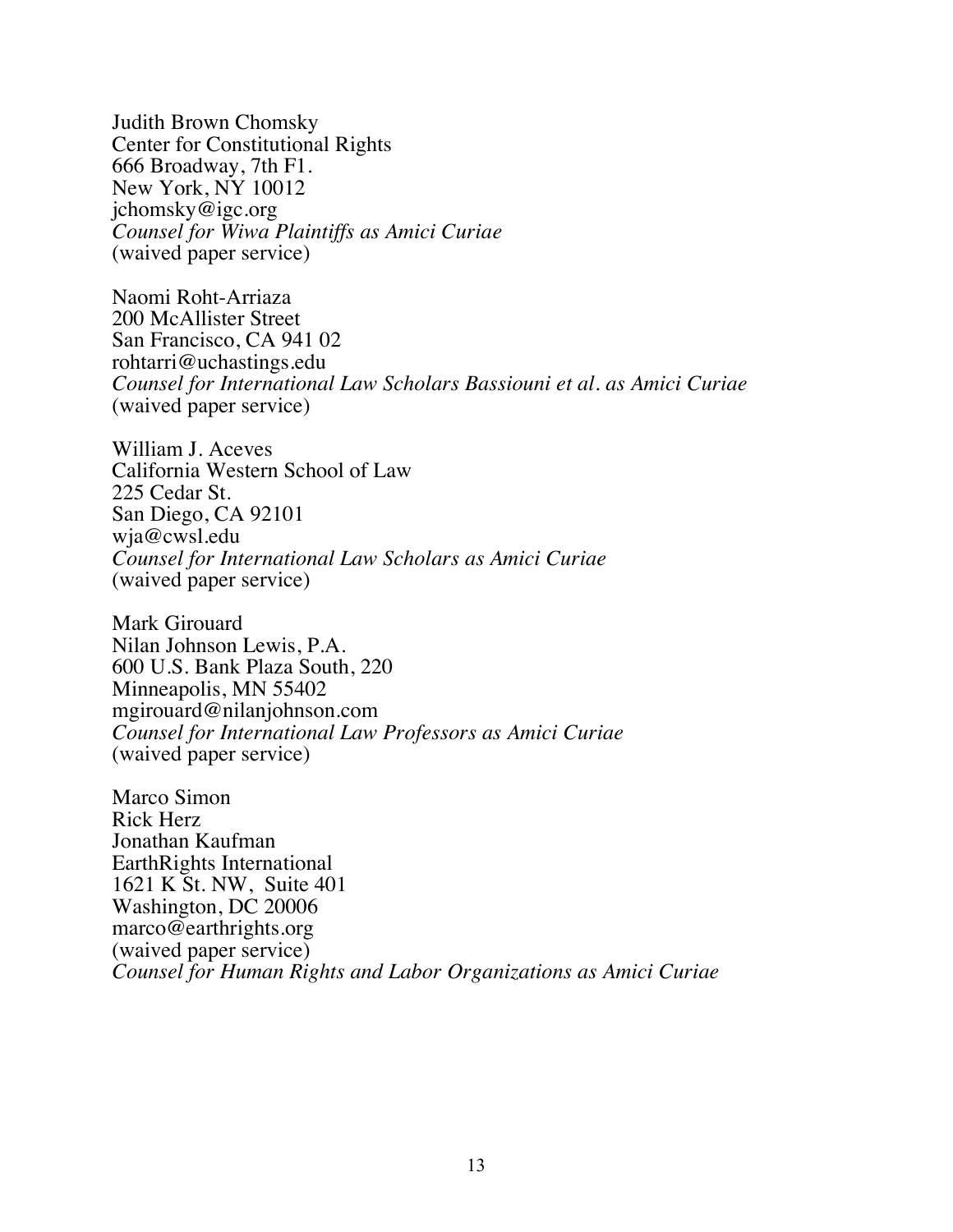Judith Brown Chomsky
Center for Constitutional Rights
666 Broadway, 7th F1.
New York, NY 10012
jchomsky@igc.org
*Counsel for Wiwa Plaintiffs as Amici Curiae*
(waived paper service)

Naomi Roht-Arriaza
200 McAllister Street
San Francisco, CA 941 02
rohtarri@uchastings.edu
*Counsel for International Law Scholars Bassiouni et al. as Amici Curiae*
(waived paper service)

William J. Aceves
California Western School of Law
225 Cedar St.
San Diego, CA 92101
wja@cwsl.edu
*Counsel for International Law Scholars as Amici Curiae*
(waived paper service)

Mark Girouard
Nilan Johnson Lewis, P.A.
600 U.S. Bank Plaza South, 220
Minneapolis, MN 55402
mgirouard@nilanjohnson.com
*Counsel for International Law Professors as Amici Curiae*
(waived paper service)

Marco Simon
Rick Herz
Jonathan Kaufman
EarthRights International
1621 K St. NW, Suite 401
Washington, DC 20006
marco@earthrights.org
(waived paper service)
*Counsel for Human Rights and Labor Organizations as Amici Curiae*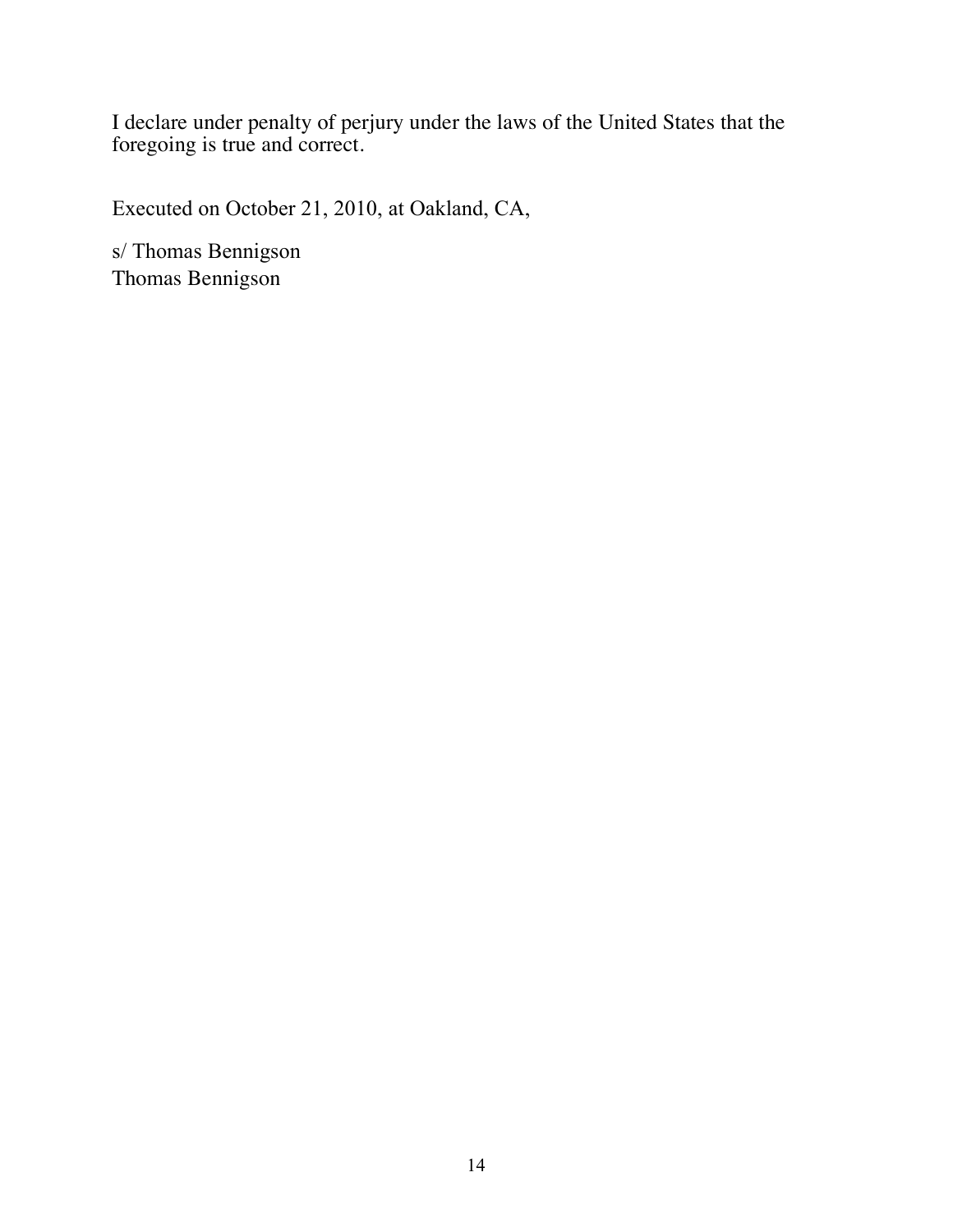I declare under penalty of perjury under the laws of the United States that the foregoing is true and correct.

Executed on October 21, 2010, at Oakland, CA,

s/ Thomas Bennigson
Thomas Bennigson